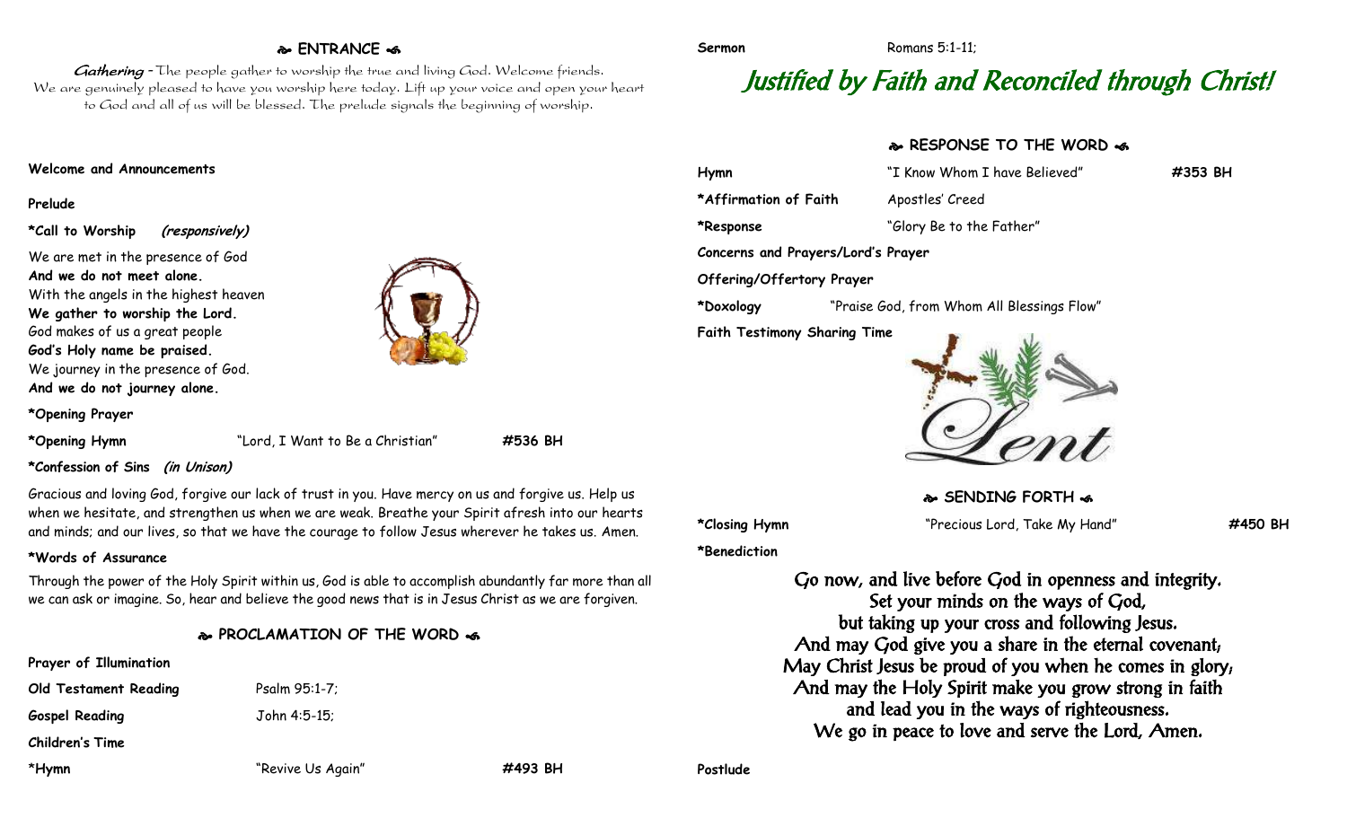## ❧ ENTRANCE ☙

*Gathering* – The people gather to worship the true and living God. Welcome friends. We are genuinely pleased to have you worship here today. Lift up your voice and open your heart to God and all of us will be blessed. The prelude signals the beginning of worship.

**Welcome and Announcements**

**Prelude**

**\*Call to Worship** ***(responsively)***

We are met in the presence of God
**And we do not meet alone.**
With the angels in the highest heaven
**We gather to worship the Lord.**
God makes of us a great people
**God's Holy name be praised.**
We journey in the presence of God.
**And we do not journey alone.**

**\*Opening Prayer**

**\*Opening Hymn** "Lord, I Want to Be a Christian" **#536 BH**

**\*Confession of Sins** ***(in Unison)***

Gracious and loving God, forgive our lack of trust in you. Have mercy on us and forgive us. Help us when we hesitate, and strengthen us when we are weak. Breathe your Spirit afresh into our hearts and minds; and our lives, so that we have the courage to follow Jesus wherever he takes us. Amen.

**\*Words of Assurance**

Through the power of the Holy Spirit within us, God is able to accomplish abundantly far more than all we can ask or imagine. So, hear and believe the good news that is in Jesus Christ as we are forgiven.

## ❧ PROCLAMATION OF THE WORD ☙

**Prayer of Illumination**

**Old Testament Reading** Psalm 95:1-7;

**Gospel Reading** John 4:5-15;

**Children's Time**

**\*Hymn** "Revive Us Again" **#493 BH**

**Sermon** Romans 5:1-11;

# *Justified by Faith and Reconciled through Christ!*

## ❧ RESPONSE TO THE WORD ☙

**Hymn** "I Know Whom I have Believed" **#353 BH**

**\*Affirmation of Faith** Apostles' Creed

**\*Response** "Glory Be to the Father"

**Concerns and Prayers/Lord's Prayer**

**Offering/Offertory Prayer**

**\*Doxology** "Praise God, from Whom All Blessings Flow"

**Faith Testimony Sharing Time**

## ❧ SENDING FORTH ☙

**\*Closing Hymn** "Precious Lord, Take My Hand" **#450 BH**

**\*Benediction**

Go now, and live before God in openness and integrity.
Set your minds on the ways of God,
but taking up your cross and following Jesus.
And may God give you a share in the eternal covenant;
May Christ Jesus be proud of you when he comes in glory;
And may the Holy Spirit make you grow strong in faith
and lead you in the ways of righteousness.
We go in peace to love and serve the Lord, Amen.

**Postlude**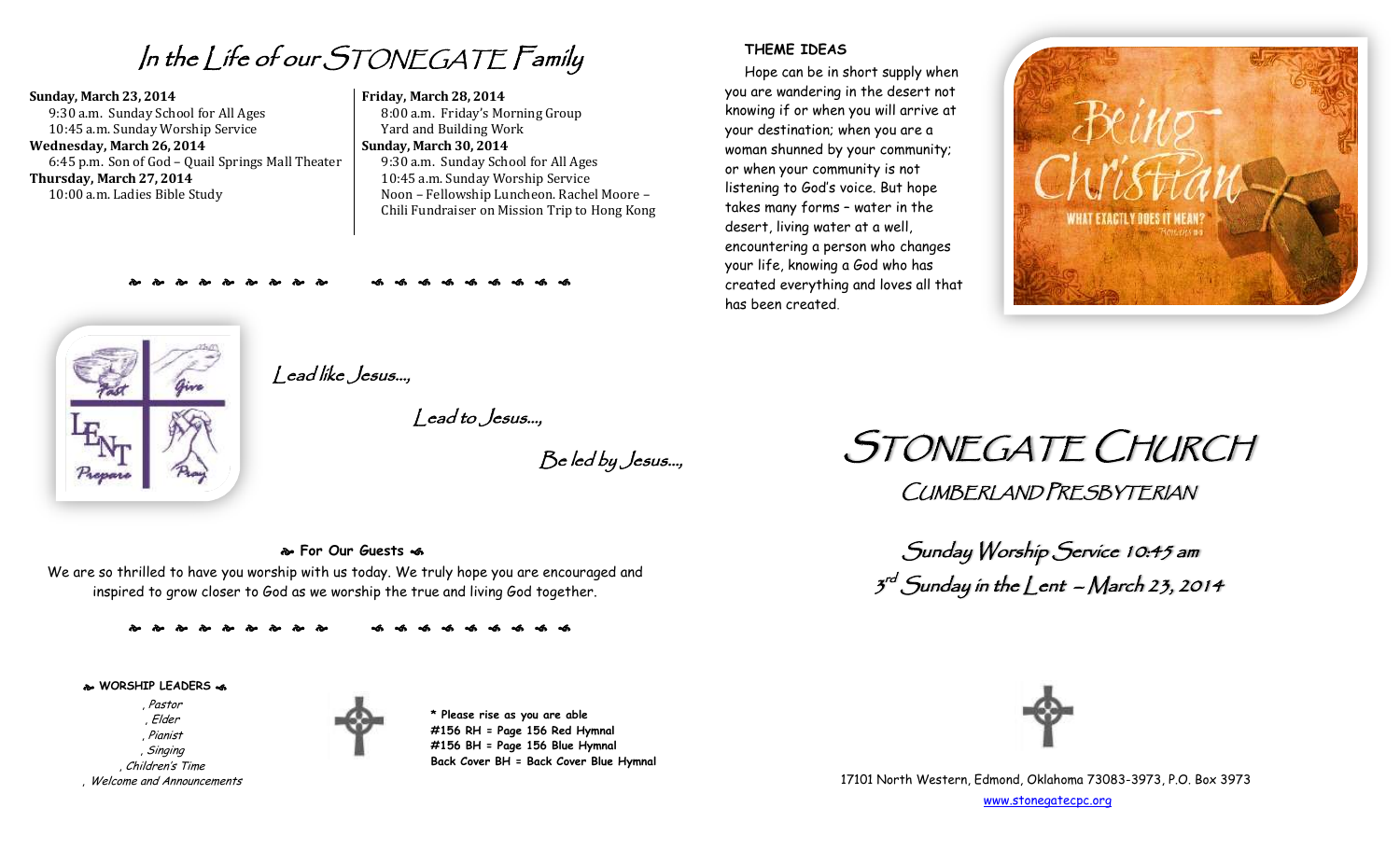# In the Life of our STONEGATE Family

**Sunday, March 23, 2014**
9:30 a.m. Sunday School for All Ages
10:45 a.m. Sunday Worship Service

**Wednesday, March 26, 2014**
6:45 p.m. Son of God – Quail Springs Mall Theater

**Thursday, March 27, 2014**
10:00 a.m. Ladies Bible Study

**Friday, March 28, 2014**
8:00 a.m. Friday's Morning Group
Yard and Building Work

**Sunday, March 30, 2014**
9:30 a.m. Sunday School for All Ages
10:45 a.m. Sunday Worship Service
Noon – Fellowship Luncheon. Rachel Moore – Chili Fundraiser on Mission Trip to Hong Kong

Lead like Jesus...,

Lead to Jesus...,

Be led by Jesus...,

**For Our Guests**

We are so thrilled to have you worship with us today. We truly hope you are encouraged and inspired to grow closer to God as we worship the true and living God together.

**WORSHIP LEADERS**

*, Pastor*
*, Elder*
*, Pianist*
*, Singing*
*, Children's Time*
*, Welcome and Announcements*

**\* Please rise as you are able**
**#156 RH = Page 156 Red Hymnal**
**#156 BH = Page 156 Blue Hymnal**
**Back Cover BH = Back Cover Blue Hymnal**

**THEME IDEAS**

Hope can be in short supply when you are wandering in the desert not knowing if or when you will arrive at your destination; when you are a woman shunned by your community; or when your community is not listening to God's voice. But hope takes many forms – water in the desert, living water at a well, encountering a person who changes your life, knowing a God who has created everything and loves all that has been created.

# STONEGATE CHURCH

## CUMBERLAND PRESBYTERIAN

Sunday Worship Service 10:45 am

3rd Sunday in the Lent – March 23, 2014

17101 North Western, Edmond, Oklahoma 73083-3973, P.O. Box 3973

www.stonegatecpc.org